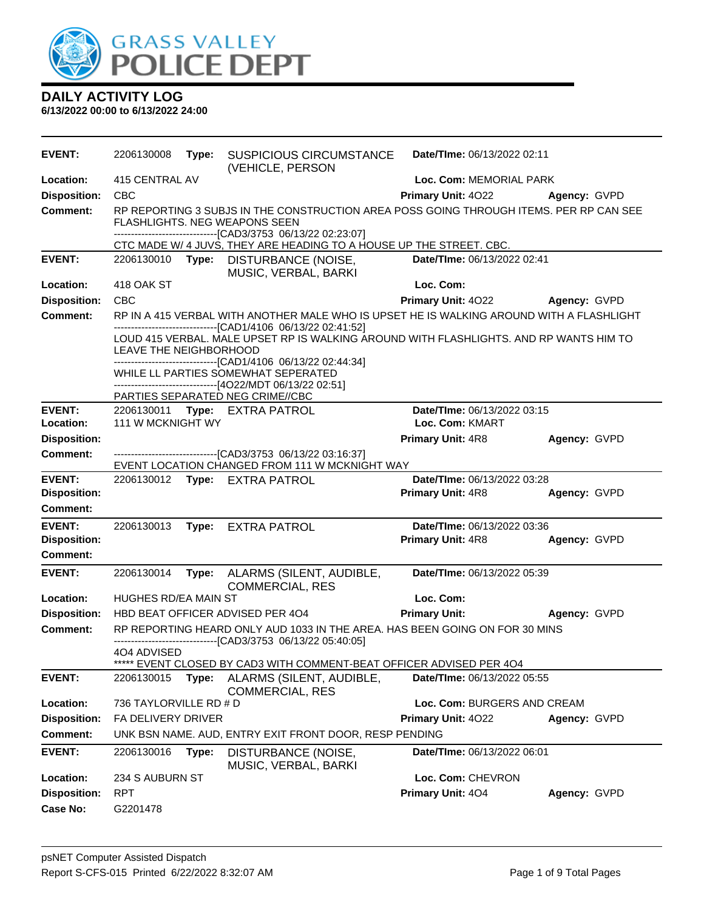# GRASS VALLEY POLICE DEPT

## DAILY ACTIVITY LOG

**6/13/2022 00:00 to 6/13/2022 24:00**

---

**EVENT:** 2206130008 **Type:** SUSPICIOUS CIRCUMSTANCE (VEHICLE, PERSON **Date/TIme:** 06/13/2022 02:11
**Location:** 415 CENTRAL AV **Loc. Com:** MEMORIAL PARK
**Disposition:** CBC **Primary Unit:** 4O22 **Agency:** GVPD
**Comment:** RP REPORTING 3 SUBJS IN THE CONSTRUCTION AREA POSS GOING THROUGH ITEMS. PER RP CAN SEE FLASHLIGHTS. NEG WEAPONS SEEN
------------------------------[CAD3/3753 06/13/22 02:23:07]
CTC MADE W/ 4 JUVS, THEY ARE HEADING TO A HOUSE UP THE STREET. CBC.

---

**EVENT:** 2206130010 **Type:** DISTURBANCE (NOISE, MUSIC, VERBAL, BARKI **Date/TIme:** 06/13/2022 02:41
**Location:** 418 OAK ST **Loc. Com:**
**Disposition:** CBC **Primary Unit:** 4O22 **Agency:** GVPD
**Comment:** RP IN A 415 VERBAL WITH ANOTHER MALE WHO IS UPSET HE IS WALKING AROUND WITH A FLASHLIGHT
------------------------------[CAD1/4106 06/13/22 02:41:52]
LOUD 415 VERBAL. MALE UPSET RP IS WALKING AROUND WITH FLASHLIGHTS. AND RP WANTS HIM TO LEAVE THE NEIGHBORHOOD
------------------------------[CAD1/4106 06/13/22 02:44:34]
WHILE LL PARTIES SOMEWHAT SEPERATED
------------------------------[4O22/MDT 06/13/22 02:51]
PARTIES SEPARATED NEG CRIME//CBC

---

**EVENT:** 2206130011 **Type:** EXTRA PATROL **Date/TIme:** 06/13/2022 03:15
**Location:** 111 W MCKNIGHT WY **Loc. Com:** KMART
**Disposition:** **Primary Unit:** 4R8 **Agency:** GVPD
**Comment:** ------------------------------[CAD3/3753 06/13/22 03:16:37]
EVENT LOCATION CHANGED FROM 111 W MCKNIGHT WAY

---

**EVENT:** 2206130012 **Type:** EXTRA PATROL **Date/TIme:** 06/13/2022 03:28
**Disposition:** **Primary Unit:** 4R8 **Agency:** GVPD
**Comment:**

---

**EVENT:** 2206130013 **Type:** EXTRA PATROL **Date/TIme:** 06/13/2022 03:36
**Disposition:** **Primary Unit:** 4R8 **Agency:** GVPD
**Comment:**

---

**EVENT:** 2206130014 **Type:** ALARMS (SILENT, AUDIBLE, COMMERCIAL, RES **Date/TIme:** 06/13/2022 05:39
**Location:** HUGHES RD/EA MAIN ST **Loc. Com:**
**Disposition:** HBD BEAT OFFICER ADVISED PER 4O4 **Primary Unit:** **Agency:** GVPD
**Comment:** RP REPORTING HEARD ONLY AUD 1033 IN THE AREA. HAS BEEN GOING ON FOR 30 MINS
------------------------------[CAD3/3753 06/13/22 05:40:05]
4O4 ADVISED
***** EVENT CLOSED BY CAD3 WITH COMMENT-BEAT OFFICER ADVISED PER 4O4

---

**EVENT:** 2206130015 **Type:** ALARMS (SILENT, AUDIBLE, COMMERCIAL, RES **Date/TIme:** 06/13/2022 05:55
**Location:** 736 TAYLORVILLE RD # D **Loc. Com:** BURGERS AND CREAM
**Disposition:** FA DELIVERY DRIVER **Primary Unit:** 4O22 **Agency:** GVPD
**Comment:** UNK BSN NAME. AUD, ENTRY EXIT FRONT DOOR, RESP PENDING

---

**EVENT:** 2206130016 **Type:** DISTURBANCE (NOISE, MUSIC, VERBAL, BARKI **Date/TIme:** 06/13/2022 06:01
**Location:** 234 S AUBURN ST **Loc. Com:** CHEVRON
**Disposition:** RPT **Primary Unit:** 4O4 **Agency:** GVPD
**Case No:** G2201478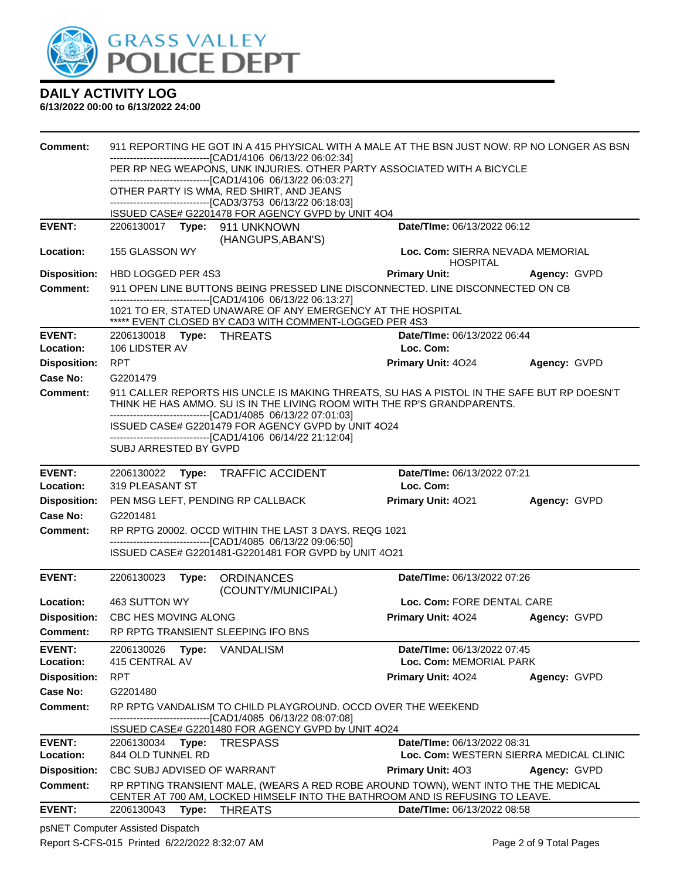# DAILY ACTIVITY LOG

**6/13/2022 00:00 to 6/13/2022 24:00**

**Comment:** 911 REPORTING HE GOT IN A 415 PHYSICAL WITH A MALE AT THE BSN JUST NOW. RP NO LONGER AS BSN
------------------------------[CAD1/4106 06/13/22 06:02:34]
PER RP NEG WEAPONS, UNK INJURIES. OTHER PARTY ASSOCIATED WITH A BICYCLE
------------------------------[CAD1/4106 06/13/22 06:03:27]
OTHER PARTY IS WMA, RED SHIRT, AND JEANS
------------------------------[CAD3/3753 06/13/22 06:18:03]
ISSUED CASE# G2201478 FOR AGENCY GVPD by UNIT 4O4

---

**EVENT:** 2206130017 **Type:** 911 UNKNOWN (HANGUPS,ABAN'S) **Date/TIme:** 06/13/2022 06:12
**Location:** 155 GLASSON WY **Loc. Com:** SIERRA NEVADA MEMORIAL HOSPITAL
**Disposition:** HBD LOGGED PER 4S3 **Primary Unit:** **Agency:** GVPD
**Comment:** 911 OPEN LINE BUTTONS BEING PRESSED LINE DISCONNECTED. LINE DISCONNECTED ON CB
------------------------------[CAD1/4106 06/13/22 06:13:27]
1021 TO ER, STATED UNAWARE OF ANY EMERGENCY AT THE HOSPITAL
***** EVENT CLOSED BY CAD3 WITH COMMENT-LOGGED PER 4S3

---

**EVENT:** 2206130018 **Type:** THREATS **Date/TIme:** 06/13/2022 06:44
**Location:** 106 LIDSTER AV **Loc. Com:**
**Disposition:** RPT **Primary Unit:** 4O24 **Agency:** GVPD
**Case No:** G2201479
**Comment:** 911 CALLER REPORTS HIS UNCLE IS MAKING THREATS, SU HAS A PISTOL IN THE SAFE BUT RP DOESN'T THINK HE HAS AMMO. SU IS IN THE LIVING ROOM WITH THE RP'S GRANDPARENTS.
------------------------------[CAD1/4085 06/13/22 07:01:03]
ISSUED CASE# G2201479 FOR AGENCY GVPD by UNIT 4O24
------------------------------[CAD1/4106 06/14/22 21:12:04]
SUBJ ARRESTED BY GVPD

---

**EVENT:** 2206130022 **Type:** TRAFFIC ACCIDENT **Date/TIme:** 06/13/2022 07:21
**Location:** 319 PLEASANT ST **Loc. Com:**
**Disposition:** PEN MSG LEFT, PENDING RP CALLBACK **Primary Unit:** 4O21 **Agency:** GVPD
**Case No:** G2201481
**Comment:** RP RPTG 20002. OCCD WITHIN THE LAST 3 DAYS. REQG 1021
------------------------------[CAD1/4085 06/13/22 09:06:50]
ISSUED CASE# G2201481-G2201481 FOR GVPD by UNIT 4O21

---

**EVENT:** 2206130023 **Type:** ORDINANCES (COUNTY/MUNICIPAL) **Date/TIme:** 06/13/2022 07:26
**Location:** 463 SUTTON WY **Loc. Com:** FORE DENTAL CARE
**Disposition:** CBC HES MOVING ALONG **Primary Unit:** 4O24 **Agency:** GVPD
**Comment:** RP RPTG TRANSIENT SLEEPING IFO BNS

---

**EVENT:** 2206130026 **Type:** VANDALISM **Date/TIme:** 06/13/2022 07:45
**Location:** 415 CENTRAL AV **Loc. Com:** MEMORIAL PARK
**Disposition:** RPT **Primary Unit:** 4O24 **Agency:** GVPD
**Case No:** G2201480
**Comment:** RP RPTG VANDALISM TO CHILD PLAYGROUND. OCCD OVER THE WEEKEND
------------------------------[CAD1/4085 06/13/22 08:07:08]
ISSUED CASE# G2201480 FOR AGENCY GVPD by UNIT 4O24

---

**EVENT:** 2206130034 **Type:** TRESPASS **Date/TIme:** 06/13/2022 08:31
**Location:** 844 OLD TUNNEL RD **Loc. Com:** WESTERN SIERRA MEDICAL CLINIC
**Disposition:** CBC SUBJ ADVISED OF WARRANT **Primary Unit:** 4O3 **Agency:** GVPD
**Comment:** RP RPTING TRANSIENT MALE, (WEARS A RED ROBE AROUND TOWN), WENT INTO THE THE MEDICAL CENTER AT 700 AM, LOCKED HIMSELF INTO THE BATHROOM AND IS REFUSING TO LEAVE.

---

**EVENT:** 2206130043 **Type:** THREATS **Date/TIme:** 06/13/2022 08:58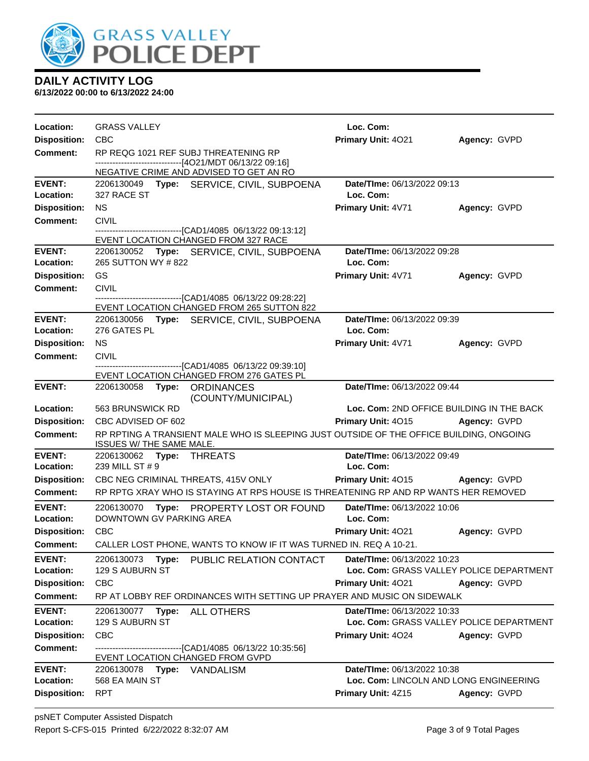# GRASS VALLEY POLICE DEPT

## DAILY ACTIVITY LOG

**6/13/2022 00:00 to 6/13/2022 24:00**

**Location:** GRASS VALLEY **Loc. Com:**
**Disposition:** CBC **Primary Unit:** 4O21 **Agency:** GVPD
**Comment:** RP REQG 1021 REF SUBJ THREATENING RP
------------------------------[4O21/MDT 06/13/22 09:16]
NEGATIVE CRIME AND ADVISED TO GET AN RO

---

**EVENT:** 2206130049 **Type:** SERVICE, CIVIL, SUBPOENA **Date/TIme:** 06/13/2022 09:13
**Location:** 327 RACE ST **Loc. Com:**
**Disposition:** NS **Primary Unit:** 4V71 **Agency:** GVPD
**Comment:** CIVIL
------------------------------[CAD1/4085 06/13/22 09:13:12]
EVENT LOCATION CHANGED FROM 327 RACE

---

**EVENT:** 2206130052 **Type:** SERVICE, CIVIL, SUBPOENA **Date/TIme:** 06/13/2022 09:28
**Location:** 265 SUTTON WY # 822 **Loc. Com:**
**Disposition:** GS **Primary Unit:** 4V71 **Agency:** GVPD
**Comment:** CIVIL
------------------------------[CAD1/4085 06/13/22 09:28:22]
EVENT LOCATION CHANGED FROM 265 SUTTON 822

---

**EVENT:** 2206130056 **Type:** SERVICE, CIVIL, SUBPOENA **Date/TIme:** 06/13/2022 09:39
**Location:** 276 GATES PL **Loc. Com:**
**Disposition:** NS **Primary Unit:** 4V71 **Agency:** GVPD
**Comment:** CIVIL
------------------------------[CAD1/4085 06/13/22 09:39:10]
EVENT LOCATION CHANGED FROM 276 GATES PL

---

**EVENT:** 2206130058 **Type:** ORDINANCES (COUNTY/MUNICIPAL) **Date/TIme:** 06/13/2022 09:44
**Location:** 563 BRUNSWICK RD **Loc. Com:** 2ND OFFICE BUILDING IN THE BACK
**Disposition:** CBC ADVISED OF 602 **Primary Unit:** 4O15 **Agency:** GVPD
**Comment:** RP RPTING A TRANSIENT MALE WHO IS SLEEPING JUST OUTSIDE OF THE OFFICE BUILDING, ONGOING ISSUES W/ THE SAME MALE.

---

**EVENT:** 2206130062 **Type:** THREATS **Date/TIme:** 06/13/2022 09:49
**Location:** 239 MILL ST # 9 **Loc. Com:**
**Disposition:** CBC NEG CRIMINAL THREATS, 415V ONLY **Primary Unit:** 4O15 **Agency:** GVPD
**Comment:** RP RPTG XRAY WHO IS STAYING AT RPS HOUSE IS THREATENING RP AND RP WANTS HER REMOVED

---

**EVENT:** 2206130070 **Type:** PROPERTY LOST OR FOUND **Date/TIme:** 06/13/2022 10:06
**Location:** DOWNTOWN GV PARKING AREA **Loc. Com:**
**Disposition:** CBC **Primary Unit:** 4O21 **Agency:** GVPD
**Comment:** CALLER LOST PHONE, WANTS TO KNOW IF IT WAS TURNED IN. REQ A 10-21.

---

**EVENT:** 2206130073 **Type:** PUBLIC RELATION CONTACT **Date/TIme:** 06/13/2022 10:23
**Location:** 129 S AUBURN ST **Loc. Com:** GRASS VALLEY POLICE DEPARTMENT
**Disposition:** CBC **Primary Unit:** 4O21 **Agency:** GVPD
**Comment:** RP AT LOBBY REF ORDINANCES WITH SETTING UP PRAYER AND MUSIC ON SIDEWALK

---

**EVENT:** 2206130077 **Type:** ALL OTHERS **Date/TIme:** 06/13/2022 10:33
**Location:** 129 S AUBURN ST **Loc. Com:** GRASS VALLEY POLICE DEPARTMENT
**Disposition:** CBC **Primary Unit:** 4O24 **Agency:** GVPD
**Comment:** ------------------------------[CAD1/4085 06/13/22 10:35:56]
EVENT LOCATION CHANGED FROM GVPD

---

**EVENT:** 2206130078 **Type:** VANDALISM **Date/TIme:** 06/13/2022 10:38
**Location:** 568 EA MAIN ST **Loc. Com:** LINCOLN AND LONG ENGINEERING
**Disposition:** RPT **Primary Unit:** 4Z15 **Agency:** GVPD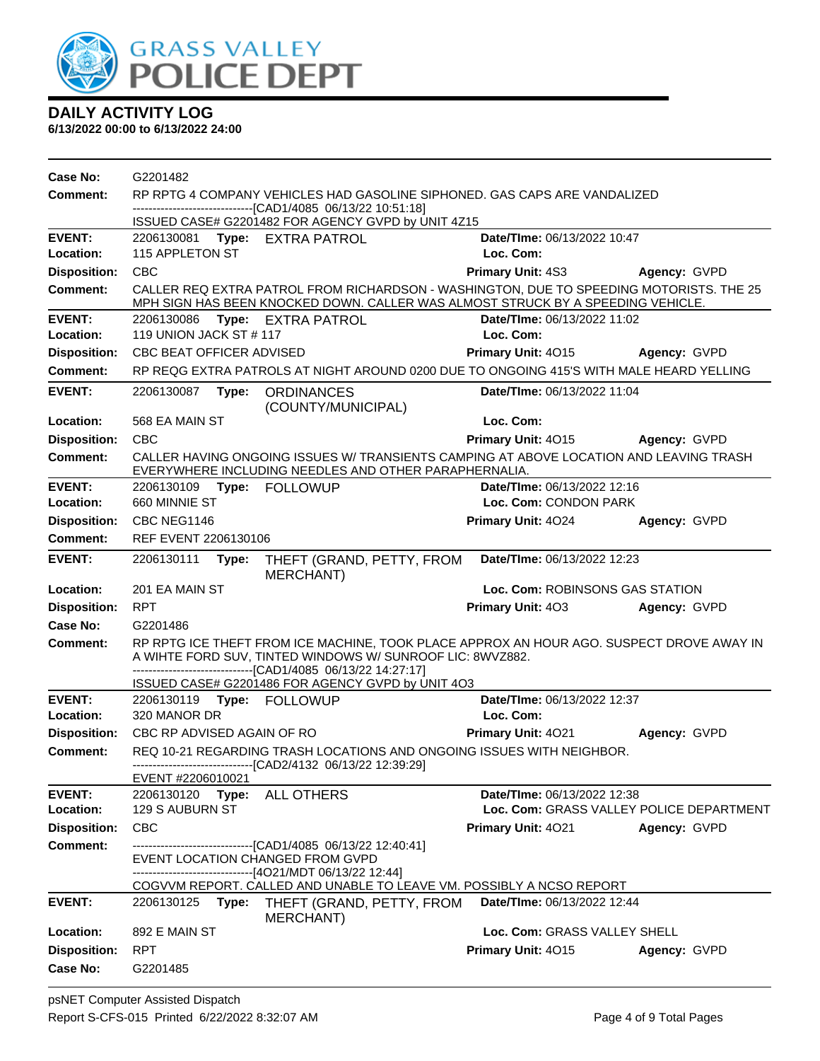# GRASS VALLEY POLICE DEPT

## DAILY ACTIVITY LOG

**6/13/2022 00:00 to 6/13/2022 24:00**

**Case No:** G2201482

**Comment:** RP RPTG 4 COMPANY VEHICLES HAD GASOLINE SIPHONED. GAS CAPS ARE VANDALIZED
------------------------------[CAD1/4085 06/13/22 10:51:18]
ISSUED CASE# G2201482 FOR AGENCY GVPD by UNIT 4Z15

---

**EVENT:** 2206130081 **Type:** EXTRA PATROL **Date/TIme:** 06/13/2022 10:47
**Location:** 115 APPLETON ST **Loc. Com:**
**Disposition:** CBC **Primary Unit:** 4S3 **Agency:** GVPD
**Comment:** CALLER REQ EXTRA PATROL FROM RICHARDSON - WASHINGTON, DUE TO SPEEDING MOTORISTS. THE 25 MPH SIGN HAS BEEN KNOCKED DOWN. CALLER WAS ALMOST STRUCK BY A SPEEDING VEHICLE.

---

**EVENT:** 2206130086 **Type:** EXTRA PATROL **Date/TIme:** 06/13/2022 11:02
**Location:** 119 UNION JACK ST # 117 **Loc. Com:**
**Disposition:** CBC BEAT OFFICER ADVISED **Primary Unit:** 4O15 **Agency:** GVPD
**Comment:** RP REQG EXTRA PATROLS AT NIGHT AROUND 0200 DUE TO ONGOING 415'S WITH MALE HEARD YELLING

---

**EVENT:** 2206130087 **Type:** ORDINANCES (COUNTY/MUNICIPAL) **Date/TIme:** 06/13/2022 11:04
**Location:** 568 EA MAIN ST **Loc. Com:**
**Disposition:** CBC **Primary Unit:** 4O15 **Agency:** GVPD
**Comment:** CALLER HAVING ONGOING ISSUES W/ TRANSIENTS CAMPING AT ABOVE LOCATION AND LEAVING TRASH EVERYWHERE INCLUDING NEEDLES AND OTHER PARAPHERNALIA.

---

**EVENT:** 2206130109 **Type:** FOLLOWUP **Date/TIme:** 06/13/2022 12:16
**Location:** 660 MINNIE ST **Loc. Com:** CONDON PARK
**Disposition:** CBC NEG1146 **Primary Unit:** 4O24 **Agency:** GVPD
**Comment:** REF EVENT 2206130106

---

**EVENT:** 2206130111 **Type:** THEFT (GRAND, PETTY, FROM MERCHANT) **Date/TIme:** 06/13/2022 12:23
**Location:** 201 EA MAIN ST **Loc. Com:** ROBINSONS GAS STATION
**Disposition:** RPT **Primary Unit:** 4O3 **Agency:** GVPD
**Case No:** G2201486
**Comment:** RP RPTG ICE THEFT FROM ICE MACHINE, TOOK PLACE APPROX AN HOUR AGO. SUSPECT DROVE AWAY IN A WIHTE FORD SUV, TINTED WINDOWS W/ SUNROOF LIC: 8WVZ882.
------------------------------[CAD1/4085 06/13/22 14:27:17]
ISSUED CASE# G2201486 FOR AGENCY GVPD by UNIT 4O3

---

**EVENT:** 2206130119 **Type:** FOLLOWUP **Date/TIme:** 06/13/2022 12:37
**Location:** 320 MANOR DR **Loc. Com:**
**Disposition:** CBC RP ADVISED AGAIN OF RO **Primary Unit:** 4O21 **Agency:** GVPD
**Comment:** REQ 10-21 REGARDING TRASH LOCATIONS AND ONGOING ISSUES WITH NEIGHBOR.
------------------------------[CAD2/4132 06/13/22 12:39:29]
EVENT #2206010021

---

**EVENT:** 2206130120 **Type:** ALL OTHERS **Date/TIme:** 06/13/2022 12:38
**Location:** 129 S AUBURN ST **Loc. Com:** GRASS VALLEY POLICE DEPARTMENT
**Disposition:** CBC **Primary Unit:** 4O21 **Agency:** GVPD
**Comment:** ------------------------------[CAD1/4085 06/13/22 12:40:41]
EVENT LOCATION CHANGED FROM GVPD
------------------------------[4O21/MDT 06/13/22 12:44]
COGVVM REPORT. CALLED AND UNABLE TO LEAVE VM. POSSIBLY A NCSO REPORT

---

**EVENT:** 2206130125 **Type:** THEFT (GRAND, PETTY, FROM MERCHANT) **Date/TIme:** 06/13/2022 12:44
**Location:** 892 E MAIN ST **Loc. Com:** GRASS VALLEY SHELL
**Disposition:** RPT **Primary Unit:** 4O15 **Agency:** GVPD
**Case No:** G2201485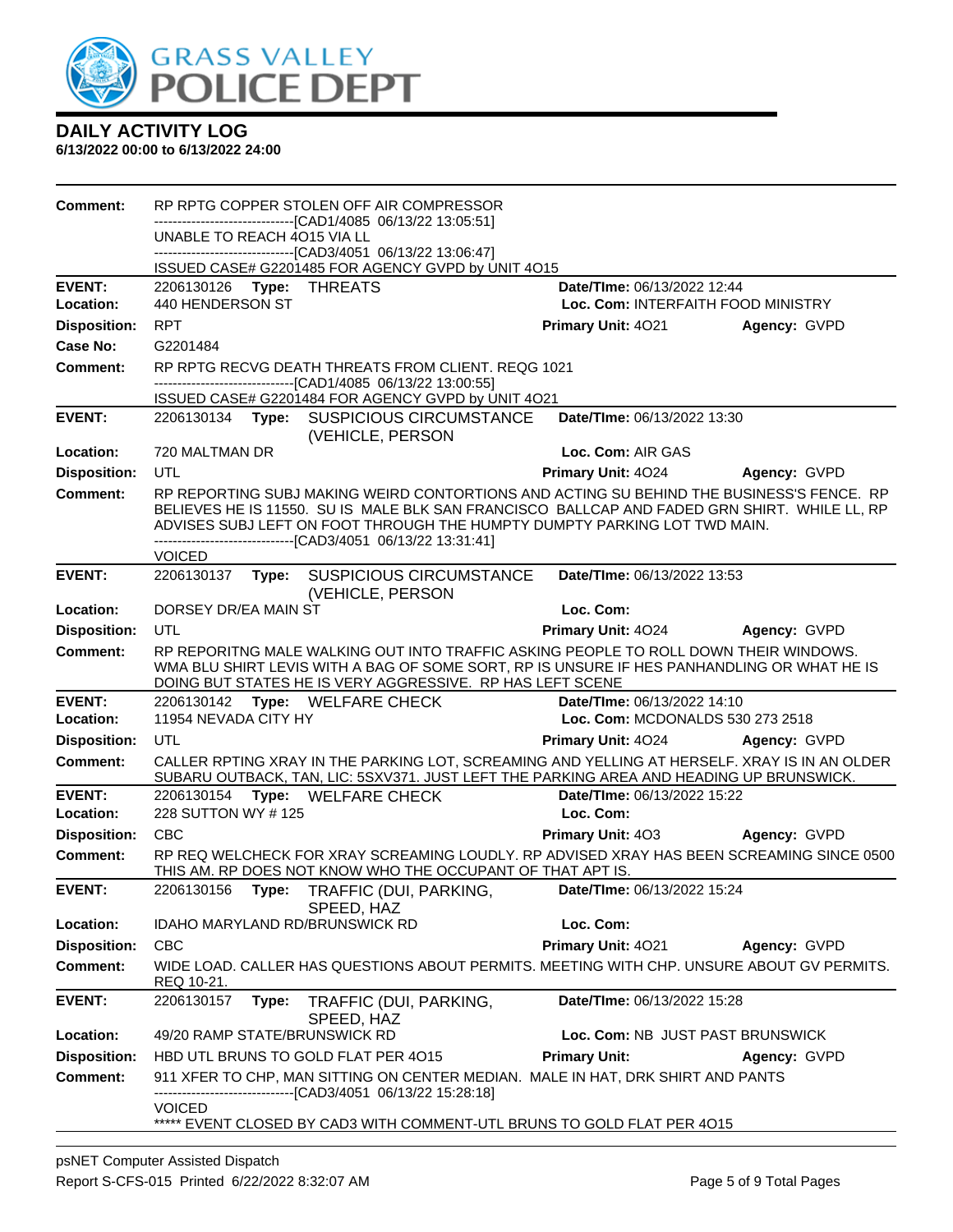# DAILY ACTIVITY LOG

**6/13/2022 00:00 to 6/13/2022 24:00**

**Comment:** RP RPTG COPPER STOLEN OFF AIR COMPRESSOR
------------------------------[CAD1/4085 06/13/22 13:05:51]
UNABLE TO REACH 4O15 VIA LL
------------------------------[CAD3/4051 06/13/22 13:06:47]
ISSUED CASE# G2201485 FOR AGENCY GVPD by UNIT 4O15

---

**EVENT:** 2206130126 **Type:** THREATS **Date/TIme:** 06/13/2022 12:44
**Location:** 440 HENDERSON ST **Loc. Com:** INTERFAITH FOOD MINISTRY
**Disposition:** RPT **Primary Unit:** 4O21 **Agency:** GVPD
**Case No:** G2201484
**Comment:** RP RPTG RECVG DEATH THREATS FROM CLIENT. REQG 1021
------------------------------[CAD1/4085 06/13/22 13:00:55]
ISSUED CASE# G2201484 FOR AGENCY GVPD by UNIT 4O21

---

**EVENT:** 2206130134 **Type:** SUSPICIOUS CIRCUMSTANCE (VEHICLE, PERSON **Date/TIme:** 06/13/2022 13:30
**Location:** 720 MALTMAN DR **Loc. Com:** AIR GAS
**Disposition:** UTL **Primary Unit:** 4O24 **Agency:** GVPD
**Comment:** RP REPORTING SUBJ MAKING WEIRD CONTORTIONS AND ACTING SU BEHIND THE BUSINESS'S FENCE. RP BELIEVES HE IS 11550. SU IS MALE BLK SAN FRANCISCO BALLCAP AND FADED GRN SHIRT. WHILE LL, RP ADVISES SUBJ LEFT ON FOOT THROUGH THE HUMPTY DUMPTY PARKING LOT TWD MAIN.
------------------------------[CAD3/4051 06/13/22 13:31:41]
VOICED

---

**EVENT:** 2206130137 **Type:** SUSPICIOUS CIRCUMSTANCE (VEHICLE, PERSON **Date/TIme:** 06/13/2022 13:53
**Location:** DORSEY DR/EA MAIN ST **Loc. Com:**
**Disposition:** UTL **Primary Unit:** 4O24 **Agency:** GVPD
**Comment:** RP REPORITNG MALE WALKING OUT INTO TRAFFIC ASKING PEOPLE TO ROLL DOWN THEIR WINDOWS. WMA BLU SHIRT LEVIS WITH A BAG OF SOME SORT, RP IS UNSURE IF HES PANHANDLING OR WHAT HE IS DOING BUT STATES HE IS VERY AGGRESSIVE. RP HAS LEFT SCENE

---

**EVENT:** 2206130142 **Type:** WELFARE CHECK **Date/TIme:** 06/13/2022 14:10
**Location:** 11954 NEVADA CITY HY **Loc. Com:** MCDONALDS 530 273 2518
**Disposition:** UTL **Primary Unit:** 4O24 **Agency:** GVPD
**Comment:** CALLER RPTING XRAY IN THE PARKING LOT, SCREAMING AND YELLING AT HERSELF. XRAY IS IN AN OLDER SUBARU OUTBACK, TAN, LIC: 5SXV371. JUST LEFT THE PARKING AREA AND HEADING UP BRUNSWICK.

---

**EVENT:** 2206130154 **Type:** WELFARE CHECK **Date/TIme:** 06/13/2022 15:22
**Location:** 228 SUTTON WY # 125 **Loc. Com:**
**Disposition:** CBC **Primary Unit:** 4O3 **Agency:** GVPD
**Comment:** RP REQ WELCHECK FOR XRAY SCREAMING LOUDLY. RP ADVISED XRAY HAS BEEN SCREAMING SINCE 0500 THIS AM. RP DOES NOT KNOW WHO THE OCCUPANT OF THAT APT IS.

---

**EVENT:** 2206130156 **Type:** TRAFFIC (DUI, PARKING, SPEED, HAZ **Date/TIme:** 06/13/2022 15:24
**Location:** IDAHO MARYLAND RD/BRUNSWICK RD **Loc. Com:**
**Disposition:** CBC **Primary Unit:** 4O21 **Agency:** GVPD
**Comment:** WIDE LOAD. CALLER HAS QUESTIONS ABOUT PERMITS. MEETING WITH CHP. UNSURE ABOUT GV PERMITS. REQ 10-21.

---

**EVENT:** 2206130157 **Type:** TRAFFIC (DUI, PARKING, SPEED, HAZ **Date/TIme:** 06/13/2022 15:28
**Location:** 49/20 RAMP STATE/BRUNSWICK RD **Loc. Com:** NB JUST PAST BRUNSWICK
**Disposition:** HBD UTL BRUNS TO GOLD FLAT PER 4O15 **Primary Unit:** **Agency:** GVPD
**Comment:** 911 XFER TO CHP, MAN SITTING ON CENTER MEDIAN. MALE IN HAT, DRK SHIRT AND PANTS
------------------------------[CAD3/4051 06/13/22 15:28:18]
VOICED
***** EVENT CLOSED BY CAD3 WITH COMMENT-UTL BRUNS TO GOLD FLAT PER 4O15

---

psNET Computer Assisted Dispatch
Report S-CFS-015 Printed 6/22/2022 8:32:07 AM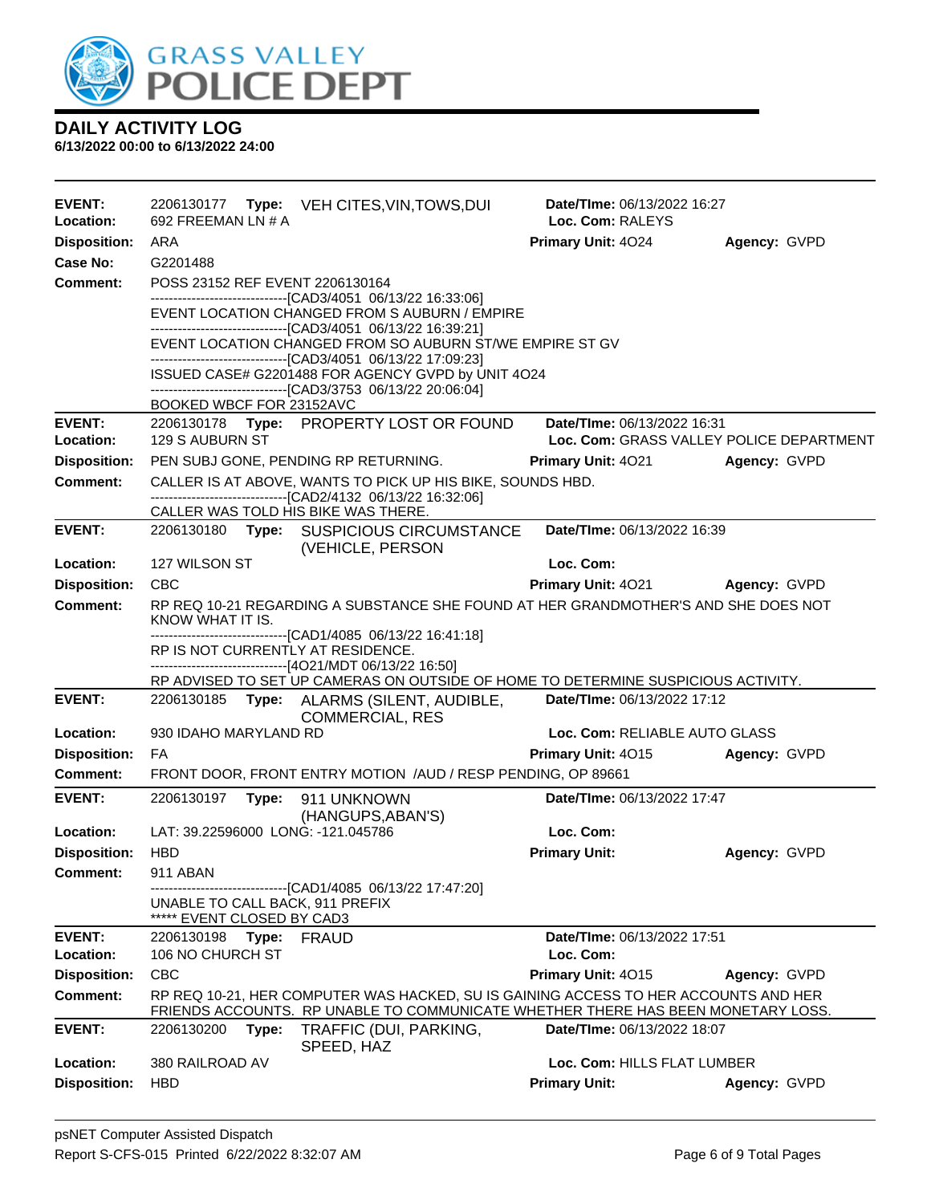## DAILY ACTIVITY LOG

**6/13/2022 00:00 to 6/13/2022 24:00**

| | | | |
|---|---|---|---|
| **EVENT:** 2206130177 **Type:** VEH CITES,VIN,TOWS,DUI | **Date/TIme:** 06/13/2022 16:27 | | |
| **Location:** 692 FREEMAN LN # A | **Loc. Com:** RALEYS | | |
| **Disposition:** ARA | **Primary Unit:** 4O24 | **Agency:** GVPD | |
| **Case No:** G2201488 | | | |

**Comment:** POSS 23152 REF EVENT 2206130164
------------------------------[CAD3/4051 06/13/22 16:33:06]
EVENT LOCATION CHANGED FROM S AUBURN / EMPIRE
------------------------------[CAD3/4051 06/13/22 16:39:21]
EVENT LOCATION CHANGED FROM SO AUBURN ST/WE EMPIRE ST GV
------------------------------[CAD3/4051 06/13/22 17:09:23]
ISSUED CASE# G2201488 FOR AGENCY GVPD by UNIT 4O24
------------------------------[CAD3/3753 06/13/22 20:06:04]
BOOKED WBCF FOR 23152AVC

| | | | |
|---|---|---|---|
| **EVENT:** 2206130178 **Type:** PROPERTY LOST OR FOUND | **Date/TIme:** 06/13/2022 16:31 | | |
| **Location:** 129 S AUBURN ST | **Loc. Com:** GRASS VALLEY POLICE DEPARTMENT | | |
| **Disposition:** PEN SUBJ GONE, PENDING RP RETURNING. | **Primary Unit:** 4O21 | **Agency:** GVPD | |

**Comment:** CALLER IS AT ABOVE, WANTS TO PICK UP HIS BIKE, SOUNDS HBD.
------------------------------[CAD2/4132 06/13/22 16:32:06]
CALLER WAS TOLD HIS BIKE WAS THERE.

| | | | |
|---|---|---|---|
| **EVENT:** 2206130180 **Type:** SUSPICIOUS CIRCUMSTANCE (VEHICLE, PERSON | **Date/TIme:** 06/13/2022 16:39 | | |
| **Location:** 127 WILSON ST | **Loc. Com:** | | |
| **Disposition:** CBC | **Primary Unit:** 4O21 | **Agency:** GVPD | |

**Comment:** RP REQ 10-21 REGARDING A SUBSTANCE SHE FOUND AT HER GRANDMOTHER'S AND SHE DOES NOT KNOW WHAT IT IS.
------------------------------[CAD1/4085 06/13/22 16:41:18]
RP IS NOT CURRENTLY AT RESIDENCE.
------------------------------[4O21/MDT 06/13/22 16:50]
RP ADVISED TO SET UP CAMERAS ON OUTSIDE OF HOME TO DETERMINE SUSPICIOUS ACTIVITY.

| | | | |
|---|---|---|---|
| **EVENT:** 2206130185 **Type:** ALARMS (SILENT, AUDIBLE, COMMERCIAL, RES | **Date/TIme:** 06/13/2022 17:12 | | |
| **Location:** 930 IDAHO MARYLAND RD | **Loc. Com:** RELIABLE AUTO GLASS | | |
| **Disposition:** FA | **Primary Unit:** 4O15 | **Agency:** GVPD | |

**Comment:** FRONT DOOR, FRONT ENTRY MOTION /AUD / RESP PENDING, OP 89661

| | | | |
|---|---|---|---|
| **EVENT:** 2206130197 **Type:** 911 UNKNOWN (HANGUPS,ABAN'S) | **Date/TIme:** 06/13/2022 17:47 | | |
| **Location:** LAT: 39.22596000 LONG: -121.045786 | **Loc. Com:** | | |
| **Disposition:** HBD | **Primary Unit:** | **Agency:** GVPD | |

**Comment:** 911 ABAN
------------------------------[CAD1/4085 06/13/22 17:47:20]
UNABLE TO CALL BACK, 911 PREFIX
***** EVENT CLOSED BY CAD3

| | | | |
|---|---|---|---|
| **EVENT:** 2206130198 **Type:** FRAUD | **Date/TIme:** 06/13/2022 17:51 | | |
| **Location:** 106 NO CHURCH ST | **Loc. Com:** | | |
| **Disposition:** CBC | **Primary Unit:** 4O15 | **Agency:** GVPD | |

**Comment:** RP REQ 10-21, HER COMPUTER WAS HACKED, SU IS GAINING ACCESS TO HER ACCOUNTS AND HER FRIENDS ACCOUNTS. RP UNABLE TO COMMUNICATE WHETHER THERE HAS BEEN MONETARY LOSS.

| | | | |
|---|---|---|---|
| **EVENT:** 2206130200 **Type:** TRAFFIC (DUI, PARKING, SPEED, HAZ | **Date/TIme:** 06/13/2022 18:07 | | |
| **Location:** 380 RAILROAD AV | **Loc. Com:** HILLS FLAT LUMBER | | |
| **Disposition:** HBD | **Primary Unit:** | **Agency:** GVPD | |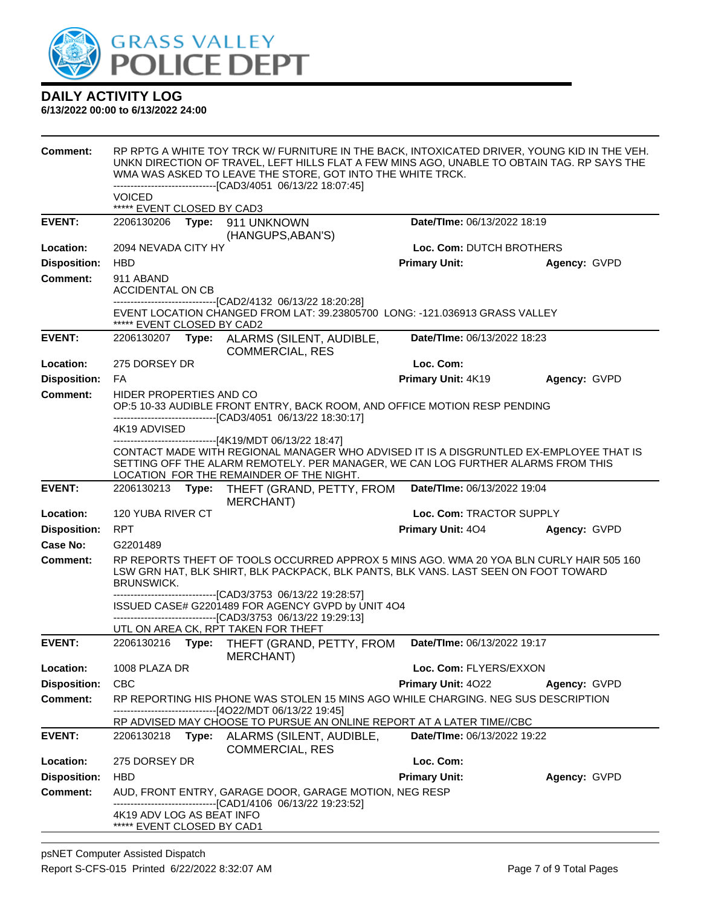# GRASS VALLEY POLICE DEPT

## DAILY ACTIVITY LOG

**6/13/2022 00:00 to 6/13/2022 24:00**

**Comment:** RP RPTG A WHITE TOY TRCK W/ FURNITURE IN THE BACK, INTOXICATED DRIVER, YOUNG KID IN THE VEH. UNKN DIRECTION OF TRAVEL, LEFT HILLS FLAT A FEW MINS AGO, UNABLE TO OBTAIN TAG. RP SAYS THE WMA WAS ASKED TO LEAVE THE STORE, GOT INTO THE WHITE TRCK.
------------------------------[CAD3/4051 06/13/22 18:07:45]
VOICED
***** EVENT CLOSED BY CAD3

---

| | | | |
|---|---|---|---|
| **EVENT:** | 2206130206 **Type:** 911 UNKNOWN (HANGUPS,ABAN'S) | **Date/TIme:** 06/13/2022 18:19 | |
| **Location:** | 2094 NEVADA CITY HY | **Loc. Com:** DUTCH BROTHERS | |
| **Disposition:** | HBD | **Primary Unit:** | **Agency:** GVPD |

**Comment:** 911 ABAND
ACCIDENTAL ON CB
------------------------------[CAD2/4132 06/13/22 18:20:28]
EVENT LOCATION CHANGED FROM LAT: 39.23805700 LONG: -121.036913 GRASS VALLEY
***** EVENT CLOSED BY CAD2

---

| | | | |
|---|---|---|---|
| **EVENT:** | 2206130207 **Type:** ALARMS (SILENT, AUDIBLE, COMMERCIAL, RES | **Date/TIme:** 06/13/2022 18:23 | |
| **Location:** | 275 DORSEY DR | **Loc. Com:** | |
| **Disposition:** | FA | **Primary Unit:** 4K19 | **Agency:** GVPD |

**Comment:** HIDER PROPERTIES AND CO
OP:5 10-33 AUDIBLE FRONT ENTRY, BACK ROOM, AND OFFICE MOTION RESP PENDING
------------------------------[CAD3/4051 06/13/22 18:30:17]
4K19 ADVISED
------------------------------[4K19/MDT 06/13/22 18:47]
CONTACT MADE WITH REGIONAL MANAGER WHO ADVISED IT IS A DISGRUNTLED EX-EMPLOYEE THAT IS SETTING OFF THE ALARM REMOTELY. PER MANAGER, WE CAN LOG FURTHER ALARMS FROM THIS LOCATION FOR THE REMAINDER OF THE NIGHT.

---

| | | | |
|---|---|---|---|
| **EVENT:** | 2206130213 **Type:** THEFT (GRAND, PETTY, FROM MERCHANT) | **Date/TIme:** 06/13/2022 19:04 | |
| **Location:** | 120 YUBA RIVER CT | **Loc. Com:** TRACTOR SUPPLY | |
| **Disposition:** | RPT | **Primary Unit:** 4O4 | **Agency:** GVPD |
| **Case No:** | G2201489 | | |

**Comment:** RP REPORTS THEFT OF TOOLS OCCURRED APPROX 5 MINS AGO. WMA 20 YOA BLN CURLY HAIR 505 160 LSW GRN HAT, BLK SHIRT, BLK PACKPACK, BLK PANTS, BLK VANS. LAST SEEN ON FOOT TOWARD BRUNSWICK.
------------------------------[CAD3/3753 06/13/22 19:28:57]
ISSUED CASE# G2201489 FOR AGENCY GVPD by UNIT 4O4
------------------------------[CAD3/3753 06/13/22 19:29:13]
UTL ON AREA CK, RPT TAKEN FOR THEFT

---

| | | | |
|---|---|---|---|
| **EVENT:** | 2206130216 **Type:** THEFT (GRAND, PETTY, FROM MERCHANT) | **Date/TIme:** 06/13/2022 19:17 | |
| **Location:** | 1008 PLAZA DR | **Loc. Com:** FLYERS/EXXON | |
| **Disposition:** | CBC | **Primary Unit:** 4O22 | **Agency:** GVPD |

**Comment:** RP REPORTING HIS PHONE WAS STOLEN 15 MINS AGO WHILE CHARGING. NEG SUS DESCRIPTION
------------------------------[4O22/MDT 06/13/22 19:45]
RP ADVISED MAY CHOOSE TO PURSUE AN ONLINE REPORT AT A LATER TIME//CBC

---

| | | | |
|---|---|---|---|
| **EVENT:** | 2206130218 **Type:** ALARMS (SILENT, AUDIBLE, COMMERCIAL, RES | **Date/TIme:** 06/13/2022 19:22 | |
| **Location:** | 275 DORSEY DR | **Loc. Com:** | |
| **Disposition:** | HBD | **Primary Unit:** | **Agency:** GVPD |

**Comment:** AUD, FRONT ENTRY, GARAGE DOOR, GARAGE MOTION, NEG RESP
------------------------------[CAD1/4106 06/13/22 19:23:52]
4K19 ADV LOG AS BEAT INFO
***** EVENT CLOSED BY CAD1

psNET Computer Assisted Dispatch
Report S-CFS-015 Printed 6/22/2022 8:32:07 AM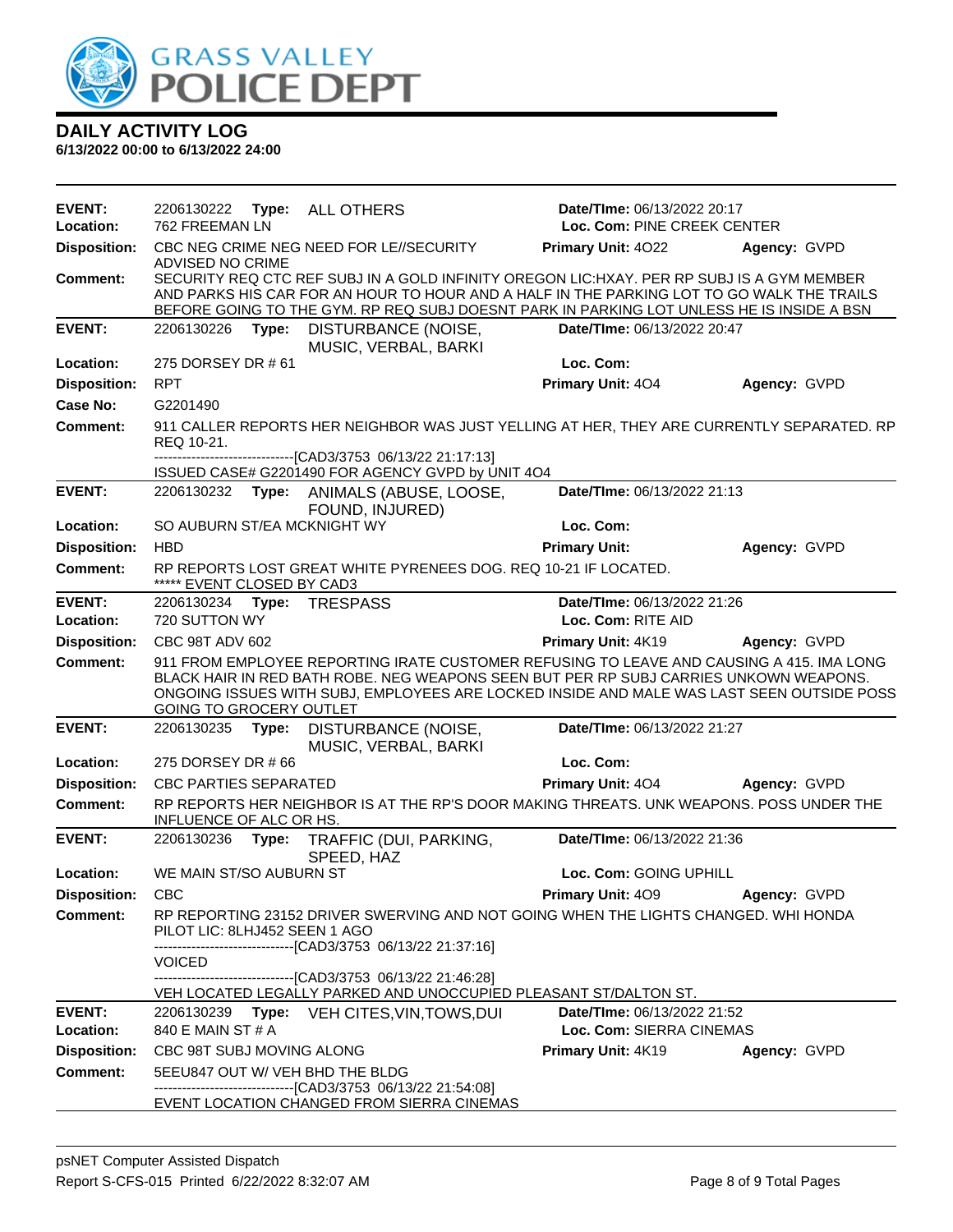# DAILY ACTIVITY LOG

**6/13/2022 00:00 to 6/13/2022 24:00**

| | | | |
|---|---|---|---|
| **EVENT:** | 2206130222 **Type:** ALL OTHERS | **Date/TIme:** 06/13/2022 20:17 | |
| **Location:** | 762 FREEMAN LN | **Loc. Com:** PINE CREEK CENTER | |
| **Disposition:** | CBC NEG CRIME NEG NEED FOR LE//SECURITY ADVISED NO CRIME | **Primary Unit:** 4O22 | **Agency:** GVPD |
| **Comment:** | SECURITY REQ CTC REF SUBJ IN A GOLD INFINITY OREGON LIC:HXAY. PER RP SUBJ IS A GYM MEMBER AND PARKS HIS CAR FOR AN HOUR TO HOUR AND A HALF IN THE PARKING LOT TO GO WALK THE TRAILS BEFORE GOING TO THE GYM. RP REQ SUBJ DOESNT PARK IN PARKING LOT UNLESS HE IS INSIDE A BSN | | |

| | | | |
|---|---|---|---|
| **EVENT:** | 2206130226 **Type:** DISTURBANCE (NOISE, MUSIC, VERBAL, BARKI | **Date/TIme:** 06/13/2022 20:47 | |
| **Location:** | 275 DORSEY DR # 61 | **Loc. Com:** | |
| **Disposition:** | RPT | **Primary Unit:** 4O4 | **Agency:** GVPD |
| **Case No:** | G2201490 | | |
| **Comment:** | 911 CALLER REPORTS HER NEIGHBOR WAS JUST YELLING AT HER, THEY ARE CURRENTLY SEPARATED. RP REQ 10-21.<br>------------------------------[CAD3/3753 06/13/22 21:17:13]<br>ISSUED CASE# G2201490 FOR AGENCY GVPD by UNIT 4O4 | | |

| | | | |
|---|---|---|---|
| **EVENT:** | 2206130232 **Type:** ANIMALS (ABUSE, LOOSE, FOUND, INJURED) | **Date/TIme:** 06/13/2022 21:13 | |
| **Location:** | SO AUBURN ST/EA MCKNIGHT WY | **Loc. Com:** | |
| **Disposition:** | HBD | **Primary Unit:** | **Agency:** GVPD |
| **Comment:** | RP REPORTS LOST GREAT WHITE PYRENEES DOG. REQ 10-21 IF LOCATED.<br>***** EVENT CLOSED BY CAD3 | | |

| | | | |
|---|---|---|---|
| **EVENT:** | 2206130234 **Type:** TRESPASS | **Date/TIme:** 06/13/2022 21:26 | |
| **Location:** | 720 SUTTON WY | **Loc. Com:** RITE AID | |
| **Disposition:** | CBC 98T ADV 602 | **Primary Unit:** 4K19 | **Agency:** GVPD |
| **Comment:** | 911 FROM EMPLOYEE REPORTING IRATE CUSTOMER REFUSING TO LEAVE AND CAUSING A 415. IMA LONG BLACK HAIR IN RED BATH ROBE. NEG WEAPONS SEEN BUT PER RP SUBJ CARRIES UNKOWN WEAPONS. ONGOING ISSUES WITH SUBJ, EMPLOYEES ARE LOCKED INSIDE AND MALE WAS LAST SEEN OUTSIDE POSS GOING TO GROCERY OUTLET | | |

| | | | |
|---|---|---|---|
| **EVENT:** | 2206130235 **Type:** DISTURBANCE (NOISE, MUSIC, VERBAL, BARKI | **Date/TIme:** 06/13/2022 21:27 | |
| **Location:** | 275 DORSEY DR # 66 | **Loc. Com:** | |
| **Disposition:** | CBC PARTIES SEPARATED | **Primary Unit:** 4O4 | **Agency:** GVPD |
| **Comment:** | RP REPORTS HER NEIGHBOR IS AT THE RP'S DOOR MAKING THREATS. UNK WEAPONS. POSS UNDER THE INFLUENCE OF ALC OR HS. | | |

| | | | |
|---|---|---|---|
| **EVENT:** | 2206130236 **Type:** TRAFFIC (DUI, PARKING, SPEED, HAZ | **Date/TIme:** 06/13/2022 21:36 | |
| **Location:** | WE MAIN ST/SO AUBURN ST | **Loc. Com:** GOING UPHILL | |
| **Disposition:** | CBC | **Primary Unit:** 4O9 | **Agency:** GVPD |
| **Comment:** | RP REPORTING 23152 DRIVER SWERVING AND NOT GOING WHEN THE LIGHTS CHANGED. WHI HONDA PILOT LIC: 8LHJ452 SEEN 1 AGO<br>------------------------------[CAD3/3753 06/13/22 21:37:16]<br>VOICED<br>------------------------------[CAD3/3753 06/13/22 21:46:28]<br>VEH LOCATED LEGALLY PARKED AND UNOCCUPIED PLEASANT ST/DALTON ST. | | |

| | | | |
|---|---|---|---|
| **EVENT:** | 2206130239 **Type:** VEH CITES,VIN,TOWS,DUI | **Date/TIme:** 06/13/2022 21:52 | |
| **Location:** | 840 E MAIN ST # A | **Loc. Com:** SIERRA CINEMAS | |
| **Disposition:** | CBC 98T SUBJ MOVING ALONG | **Primary Unit:** 4K19 | **Agency:** GVPD |
| **Comment:** | 5EEU847 OUT W/ VEH BHD THE BLDG<br>------------------------------[CAD3/3753 06/13/22 21:54:08]<br>EVENT LOCATION CHANGED FROM SIERRA CINEMAS | | |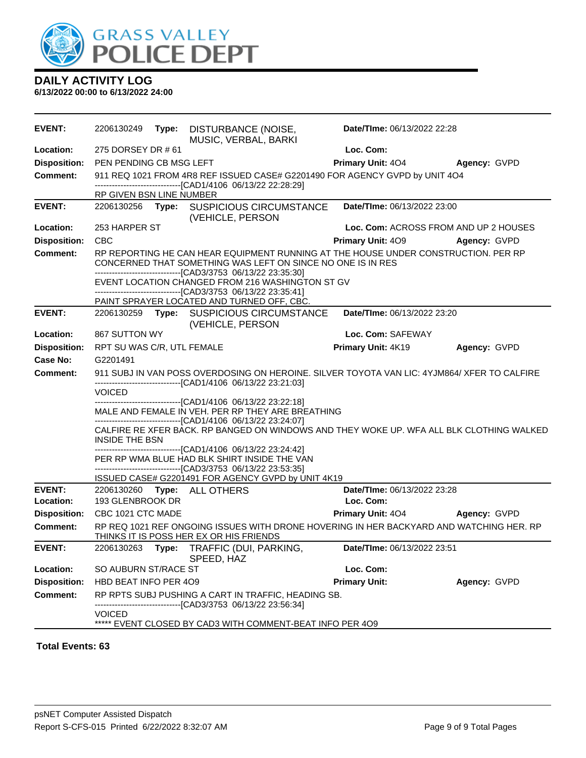# GRASS VALLEY POLICE DEPT

## DAILY ACTIVITY LOG

**6/13/2022 00:00 to 6/13/2022 24:00**

| | | | |
|---|---|---|---|
| **EVENT:** | 2206130249 **Type:** DISTURBANCE (NOISE, MUSIC, VERBAL, BARKI | **Date/TIme:** 06/13/2022 22:28 | |
| **Location:** | 275 DORSEY DR # 61 | **Loc. Com:** | |
| **Disposition:** | PEN PENDING CB MSG LEFT | **Primary Unit:** 4O4 | **Agency:** GVPD |
| **Comment:** | 911 REQ 1021 FROM 4R8 REF ISSUED CASE# G2201490 FOR AGENCY GVPD by UNIT 4O4<br>------------------------------[CAD1/4106 06/13/22 22:28:29]<br>RP GIVEN BSN LINE NUMBER | | |

| | | | |
|---|---|---|---|
| **EVENT:** | 2206130256 **Type:** SUSPICIOUS CIRCUMSTANCE (VEHICLE, PERSON | **Date/TIme:** 06/13/2022 23:00 | |
| **Location:** | 253 HARPER ST | **Loc. Com:** ACROSS FROM AND UP 2 HOUSES | |
| **Disposition:** | CBC | **Primary Unit:** 4O9 | **Agency:** GVPD |
| **Comment:** | RP REPORTING HE CAN HEAR EQUIPMENT RUNNING AT THE HOUSE UNDER CONSTRUCTION. PER RP CONCERNED THAT SOMETHING WAS LEFT ON SINCE NO ONE IS IN RES<br>------------------------------[CAD3/3753 06/13/22 23:35:30]<br>EVENT LOCATION CHANGED FROM 216 WASHINGTON ST GV<br>------------------------------[CAD3/3753 06/13/22 23:35:41]<br>PAINT SPRAYER LOCATED AND TURNED OFF, CBC. | | |

| | | | |
|---|---|---|---|
| **EVENT:** | 2206130259 **Type:** SUSPICIOUS CIRCUMSTANCE (VEHICLE, PERSON | **Date/TIme:** 06/13/2022 23:20 | |
| **Location:** | 867 SUTTON WY | **Loc. Com:** SAFEWAY | |
| **Disposition:** | RPT SU WAS C/R, UTL FEMALE | **Primary Unit:** 4K19 | **Agency:** GVPD |
| **Case No:** | G2201491 | | |
| **Comment:** | 911 SUBJ IN VAN POSS OVERDOSING ON HEROINE. SILVER TOYOTA VAN LIC: 4YJM864/ XFER TO CALFIRE<br>------------------------------[CAD1/4106 06/13/22 23:21:03]<br>VOICED<br>------------------------------[CAD1/4106 06/13/22 23:22:18]<br>MALE AND FEMALE IN VEH. PER RP THEY ARE BREATHING<br>------------------------------[CAD1/4106 06/13/22 23:24:07]<br>CALFIRE RE XFER BACK. RP BANGED ON WINDOWS AND THEY WOKE UP. WFA ALL BLK CLOTHING WALKED INSIDE THE BSN<br>------------------------------[CAD1/4106 06/13/22 23:24:42]<br>PER RP WMA BLUE HAD BLK SHIRT INSIDE THE VAN<br>------------------------------[CAD3/3753 06/13/22 23:53:35]<br>ISSUED CASE# G2201491 FOR AGENCY GVPD by UNIT 4K19 | | |

| | | | |
|---|---|---|---|
| **EVENT:** | 2206130260 **Type:** ALL OTHERS | **Date/TIme:** 06/13/2022 23:28 | |
| **Location:** | 193 GLENBROOK DR | **Loc. Com:** | |
| **Disposition:** | CBC 1021 CTC MADE | **Primary Unit:** 4O4 | **Agency:** GVPD |
| **Comment:** | RP REQ 1021 REF ONGOING ISSUES WITH DRONE HOVERING IN HER BACKYARD AND WATCHING HER. RP THINKS IT IS POSS HER EX OR HIS FRIENDS | | |

| | | | |
|---|---|---|---|
| **EVENT:** | 2206130263 **Type:** TRAFFIC (DUI, PARKING, SPEED, HAZ | **Date/TIme:** 06/13/2022 23:51 | |
| **Location:** | SO AUBURN ST/RACE ST | **Loc. Com:** | |
| **Disposition:** | HBD BEAT INFO PER 4O9 | **Primary Unit:** | **Agency:** GVPD |
| **Comment:** | RP RPTS SUBJ PUSHING A CART IN TRAFFIC, HEADING SB.<br>------------------------------[CAD3/3753 06/13/22 23:56:34]<br>VOICED<br>***** EVENT CLOSED BY CAD3 WITH COMMENT-BEAT INFO PER 4O9 | | |

**Total Events: 63**

psNET Computer Assisted Dispatch
Report S-CFS-015 Printed 6/22/2022 8:32:07 AM